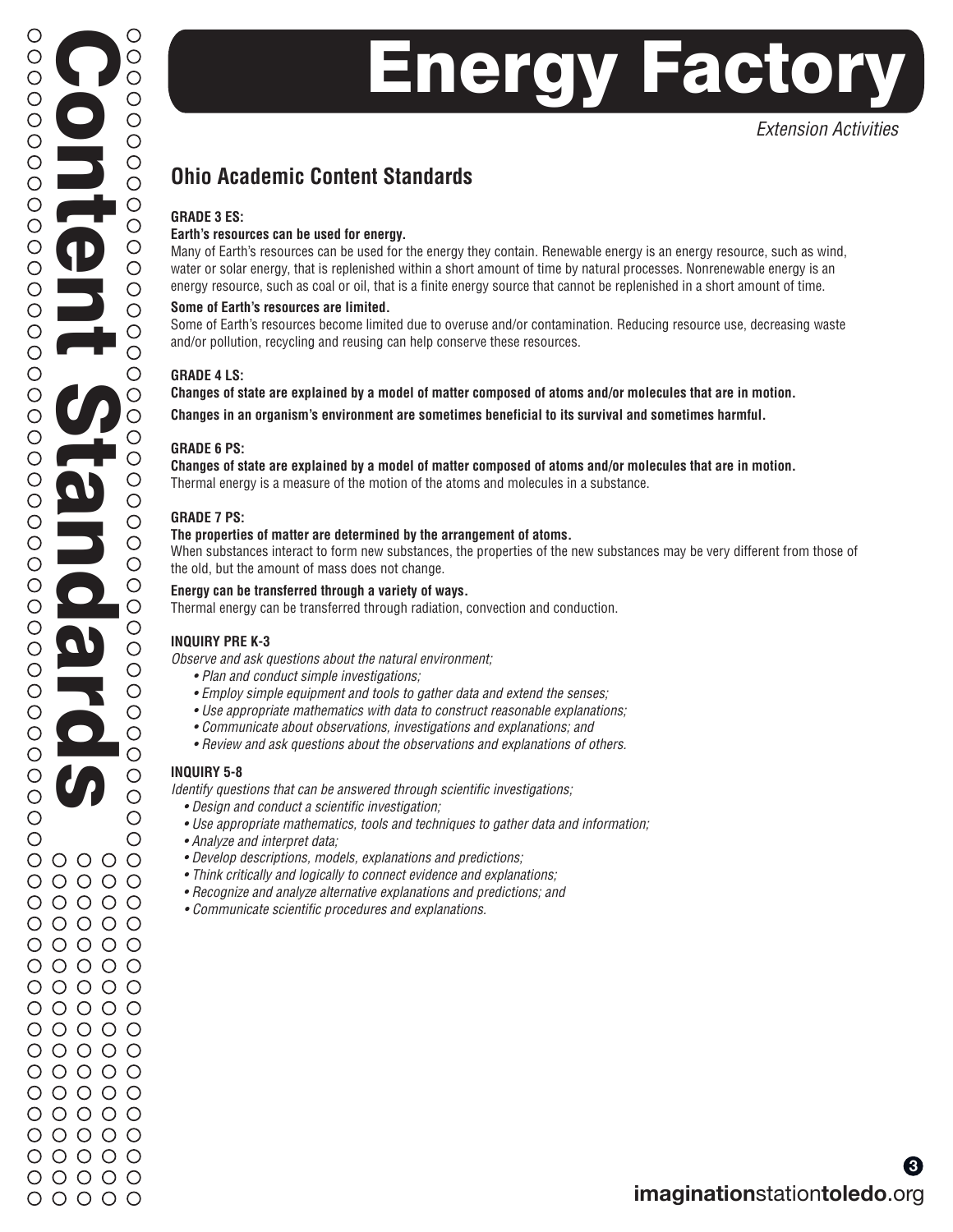# Energy Factory

*Extension Activities*

## Ohio Academic Content Standards

### GRADE 3 ES:

**Earth's resources can be used for energy.**

Many of Earth's resources can be used for the energy they contain. Renewable energy is an energy resource, such as wind, water or solar energy, that is replenished within a short amount of time by natural processes. Nonrenewable energy is an energy resource, such as coal or oil, that is a finite energy source that cannot be replenished in a short amount of time.

**Some of Earth's resources are limited.**

Some of Earth's resources become limited due to overuse and/or contamination. Reducing resource use, decreasing waste and/or pollution, recycling and reusing can help conserve these resources.

### GRADE 4 LS:

**Changes of state are explained by a model of matter composed of atoms and/or molecules that are in motion.**

**Changes in an organism's environment are sometimes beneficial to its survival and sometimes harmful.**

### GRADE 6 PS:

**Changes of state are explained by a model of matter composed of atoms and/or molecules that are in motion.**

Thermal energy is a measure of the motion of the atoms and molecules in a substance.

### GRADE 7 PS:

**The properties of matter are determined by the arrangement of atoms.**

When substances interact to form new substances, the properties of the new substances may be very different from those of the old, but the amount of mass does not change.

**Energy can be transferred through a variety of ways.**

Thermal energy can be transferred through radiation, convection and conduction.

### INQUIRY PRE K-3

*Observe and ask questions about the natural environment;*

- *Plan and conduct simple investigations;*
- *Employ simple equipment and tools to gather data and extend the senses;*
- *Use appropriate mathematics with data to construct reasonable explanations;*
- *Communicate about observations, investigations and explanations; and*
- *Review and ask questions about the observations and explanations of others.*

### INQUIRY 5-8

*Identify questions that can be answered through scientific investigations;*

- *Design and conduct a scientific investigation;*
- *Use appropriate mathematics, tools and techniques to gather data and information;*
- *Analyze and interpret data;*
- *Develop descriptions, models, explanations and predictions;*
- *Think critically and logically to connect evidence and explanations;*
- *Recognize and analyze alternative explanations and predictions; and*
- *Communicate scientific procedures and explanations.*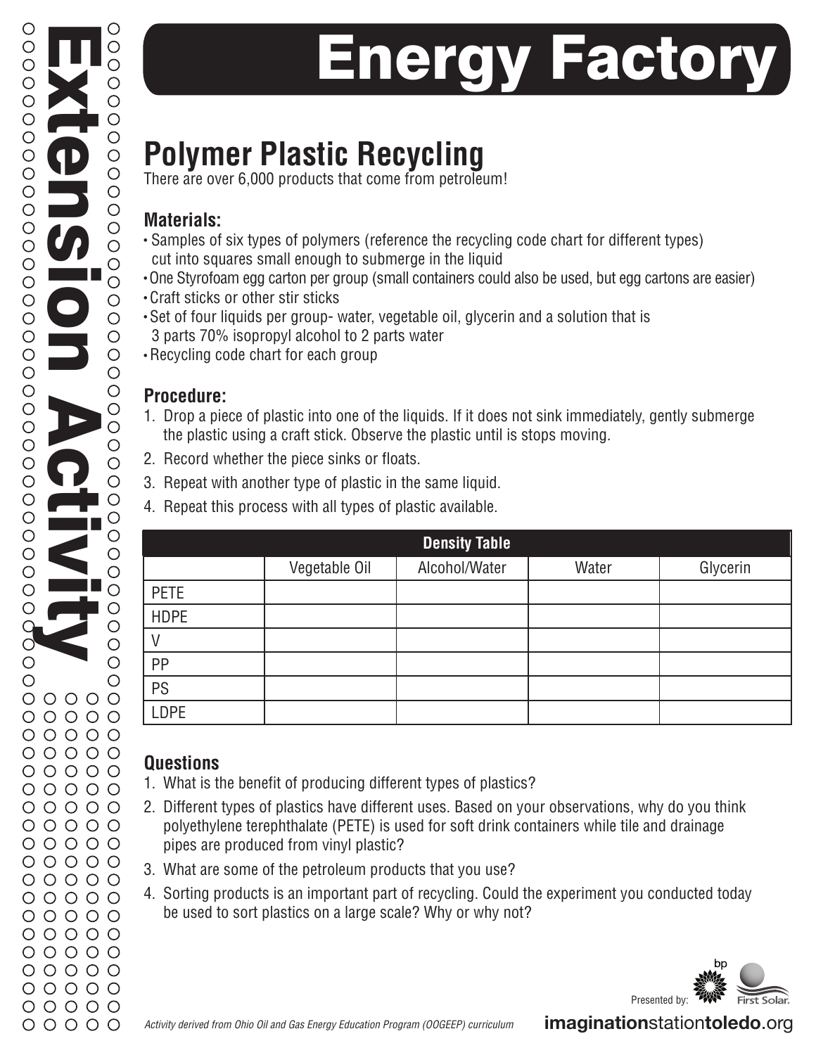# Energy Factory

Extension Activity

## Polymer Plastic Recycling

There are over 6,000 products that come from petroleum!

### Materials:

- Samples of six types of polymers (reference the recycling code chart for different types) cut into squares small enough to submerge in the liquid
- One Styrofoam egg carton per group (small containers could also be used, but egg cartons are easier)
- Craft sticks or other stir sticks
- Set of four liquids per group- water, vegetable oil, glycerin and a solution that is 3 parts 70% isopropyl alcohol to 2 parts water
- Recycling code chart for each group

### Procedure:

1. Drop a piece of plastic into one of the liquids. If it does not sink immediately, gently submerge the plastic using a craft stick. Observe the plastic until is stops moving.
2. Record whether the piece sinks or floats.
3. Repeat with another type of plastic in the same liquid.
4. Repeat this process with all types of plastic available.

| Density Table | | | | |
|---|---|---|---|---|
| | Vegetable Oil | Alcohol/Water | Water | Glycerin |
| PETE | | | | |
| HDPE | | | | |
| V | | | | |
| PP | | | | |
| PS | | | | |
| LDPE | | | | |

### Questions

1. What is the benefit of producing different types of plastics?
2. Different types of plastics have different uses. Based on your observations, why do you think polyethylene terephthalate (PETE) is used for soft drink containers while tile and drainage pipes are produced from vinyl plastic?
3. What are some of the petroleum products that you use?
4. Sorting products is an important part of recycling. Could the experiment you conducted today be used to sort plastics on a large scale? Why or why not?

Presented by: bp First Solar.

*Activity derived from Ohio Oil and Gas Energy Education Program (OOGEEP) curriculum*

**imagination**station**toledo**.org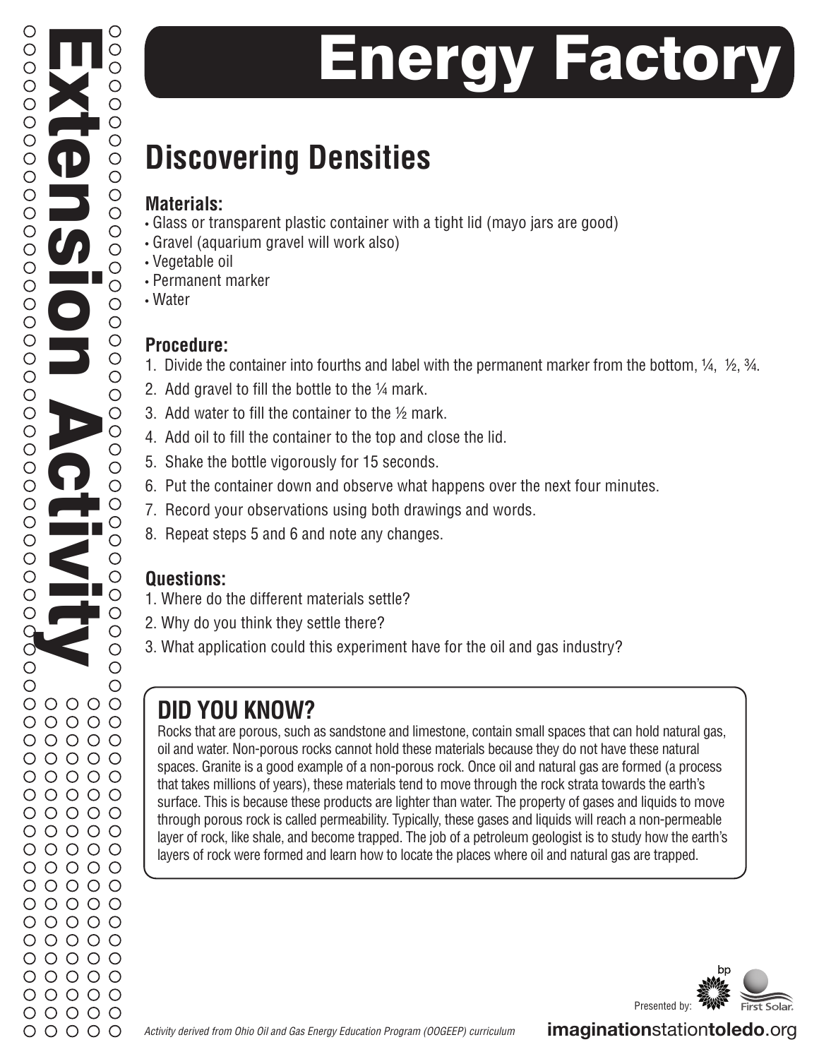# Energy Factory

Extension Activity

## Discovering Densities

**Materials:**

- Glass or transparent plastic container with a tight lid (mayo jars are good)
- Gravel (aquarium gravel will work also)
- Vegetable oil
- Permanent marker
- Water

**Procedure:**

1. Divide the container into fourths and label with the permanent marker from the bottom, ¼, ½, ¾.
2. Add gravel to fill the bottle to the ¼ mark.
3. Add water to fill the container to the ½ mark.
4. Add oil to fill the container to the top and close the lid.
5. Shake the bottle vigorously for 15 seconds.
6. Put the container down and observe what happens over the next four minutes.
7. Record your observations using both drawings and words.
8. Repeat steps 5 and 6 and note any changes.

**Questions:**

1. Where do the different materials settle?
2. Why do you think they settle there?
3. What application could this experiment have for the oil and gas industry?

### DID YOU KNOW?

Rocks that are porous, such as sandstone and limestone, contain small spaces that can hold natural gas, oil and water. Non-porous rocks cannot hold these materials because they do not have these natural spaces. Granite is a good example of a non-porous rock. Once oil and natural gas are formed (a process that takes millions of years), these materials tend to move through the rock strata towards the earth's surface. This is because these products are lighter than water. The property of gases and liquids to move through porous rock is called permeability. Typically, these gases and liquids will reach a non-permeable layer of rock, like shale, and become trapped. The job of a petroleum geologist is to study how the earth's layers of rock were formed and learn how to locate the places where oil and natural gas are trapped.

Presented by: bp, First Solar.

*Activity derived from Ohio Oil and Gas Energy Education Program (OOGEEP) curriculum*

**imagination**station**toledo**.org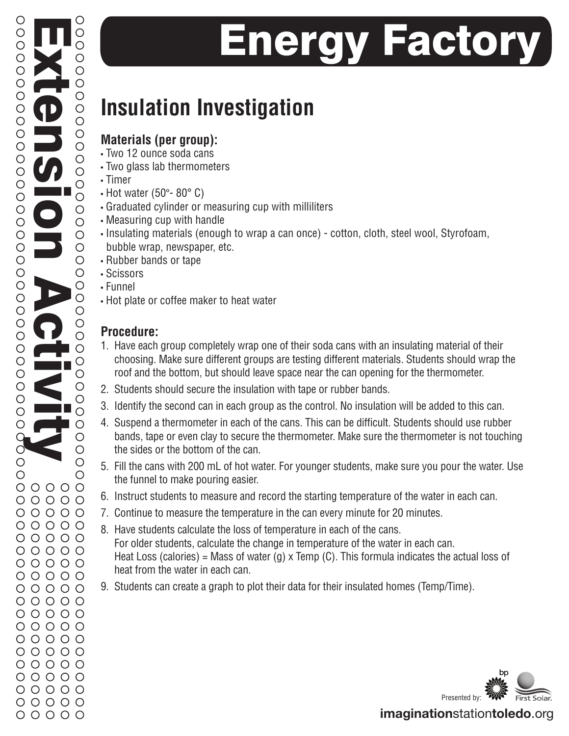# Energy Factory

Extension Activity

## Insulation Investigation

### Materials (per group):

- Two 12 ounce soda cans
- Two glass lab thermometers
- Timer
- Hot water (50°- 80° C)
- Graduated cylinder or measuring cup with milliliters
- Measuring cup with handle
- Insulating materials (enough to wrap a can once) - cotton, cloth, steel wool, Styrofoam, bubble wrap, newspaper, etc.
- Rubber bands or tape
- Scissors
- Funnel
- Hot plate or coffee maker to heat water

### Procedure:

1. Have each group completely wrap one of their soda cans with an insulating material of their choosing. Make sure different groups are testing different materials. Students should wrap the roof and the bottom, but should leave space near the can opening for the thermometer.
2. Students should secure the insulation with tape or rubber bands.
3. Identify the second can in each group as the control. No insulation will be added to this can.
4. Suspend a thermometer in each of the cans. This can be difficult. Students should use rubber bands, tape or even clay to secure the thermometer. Make sure the thermometer is not touching the sides or the bottom of the can.
5. Fill the cans with 200 mL of hot water. For younger students, make sure you pour the water. Use the funnel to make pouring easier.
6. Instruct students to measure and record the starting temperature of the water in each can.
7. Continue to measure the temperature in the can every minute for 20 minutes.
8. Have students calculate the loss of temperature in each of the cans.
   For older students, calculate the change in temperature of the water in each can.
   Heat Loss (calories) = Mass of water (g) x Temp (C). This formula indicates the actual loss of heat from the water in each can.
9. Students can create a graph to plot their data for their insulated homes (Temp/Time).

Presented by: bp First Solar.

**imagination**station**toledo**.org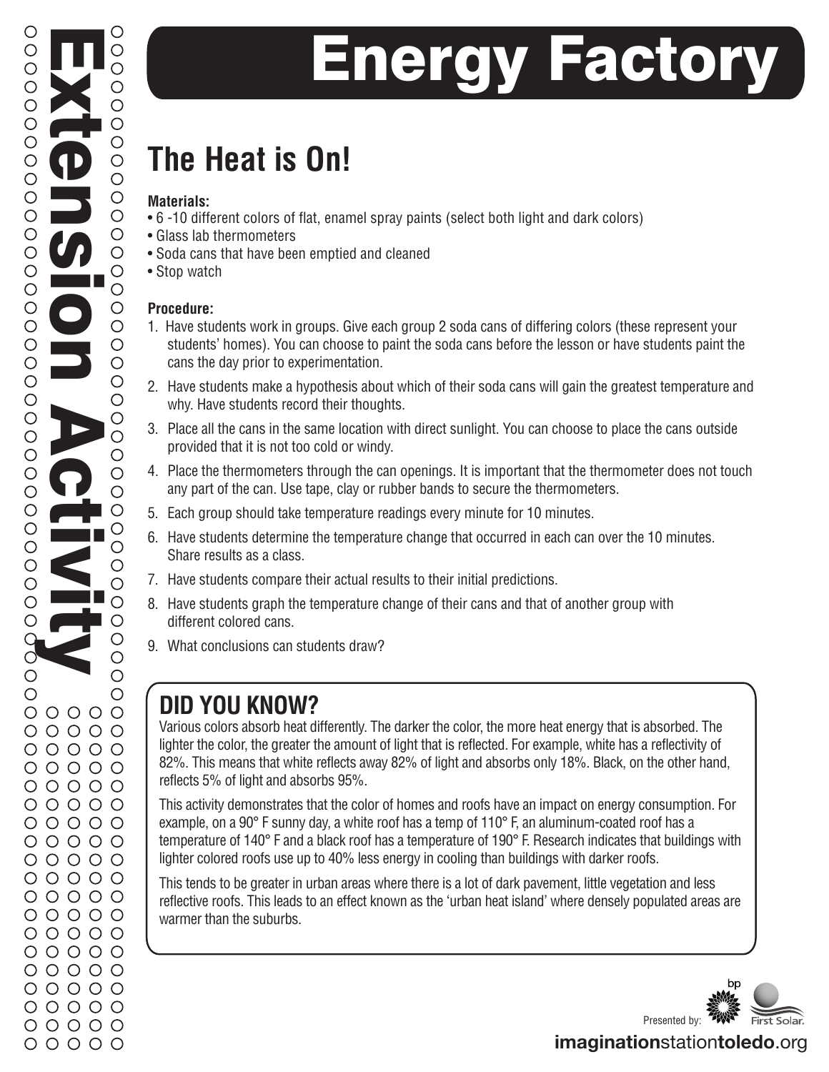# Energy Factory

Extension Activity

## The Heat is On!

**Materials:**

- 6 -10 different colors of flat, enamel spray paints (select both light and dark colors)
- Glass lab thermometers
- Soda cans that have been emptied and cleaned
- Stop watch

**Procedure:**

1. Have students work in groups. Give each group 2 soda cans of differing colors (these represent your students' homes). You can choose to paint the soda cans before the lesson or have students paint the cans the day prior to experimentation.
2. Have students make a hypothesis about which of their soda cans will gain the greatest temperature and why. Have students record their thoughts.
3. Place all the cans in the same location with direct sunlight. You can choose to place the cans outside provided that it is not too cold or windy.
4. Place the thermometers through the can openings. It is important that the thermometer does not touch any part of the can. Use tape, clay or rubber bands to secure the thermometers.
5. Each group should take temperature readings every minute for 10 minutes.
6. Have students determine the temperature change that occurred in each can over the 10 minutes. Share results as a class.
7. Have students compare their actual results to their initial predictions.
8. Have students graph the temperature change of their cans and that of another group with different colored cans.
9. What conclusions can students draw?

## DID YOU KNOW?

Various colors absorb heat differently. The darker the color, the more heat energy that is absorbed. The lighter the color, the greater the amount of light that is reflected. For example, white has a reflectivity of 82%. This means that white reflects away 82% of light and absorbs only 18%. Black, on the other hand, reflects 5% of light and absorbs 95%.

This activity demonstrates that the color of homes and roofs have an impact on energy consumption. For example, on a 90° F sunny day, a white roof has a temp of 110° F, an aluminum-coated roof has a temperature of 140° F and a black roof has a temperature of 190° F. Research indicates that buildings with lighter colored roofs use up to 40% less energy in cooling than buildings with darker roofs.

This tends to be greater in urban areas where there is a lot of dark pavement, little vegetation and less reflective roofs. This leads to an effect known as the 'urban heat island' where densely populated areas are warmer than the suburbs.

Presented by: bp First Solar.

**imagination**station**toledo**.org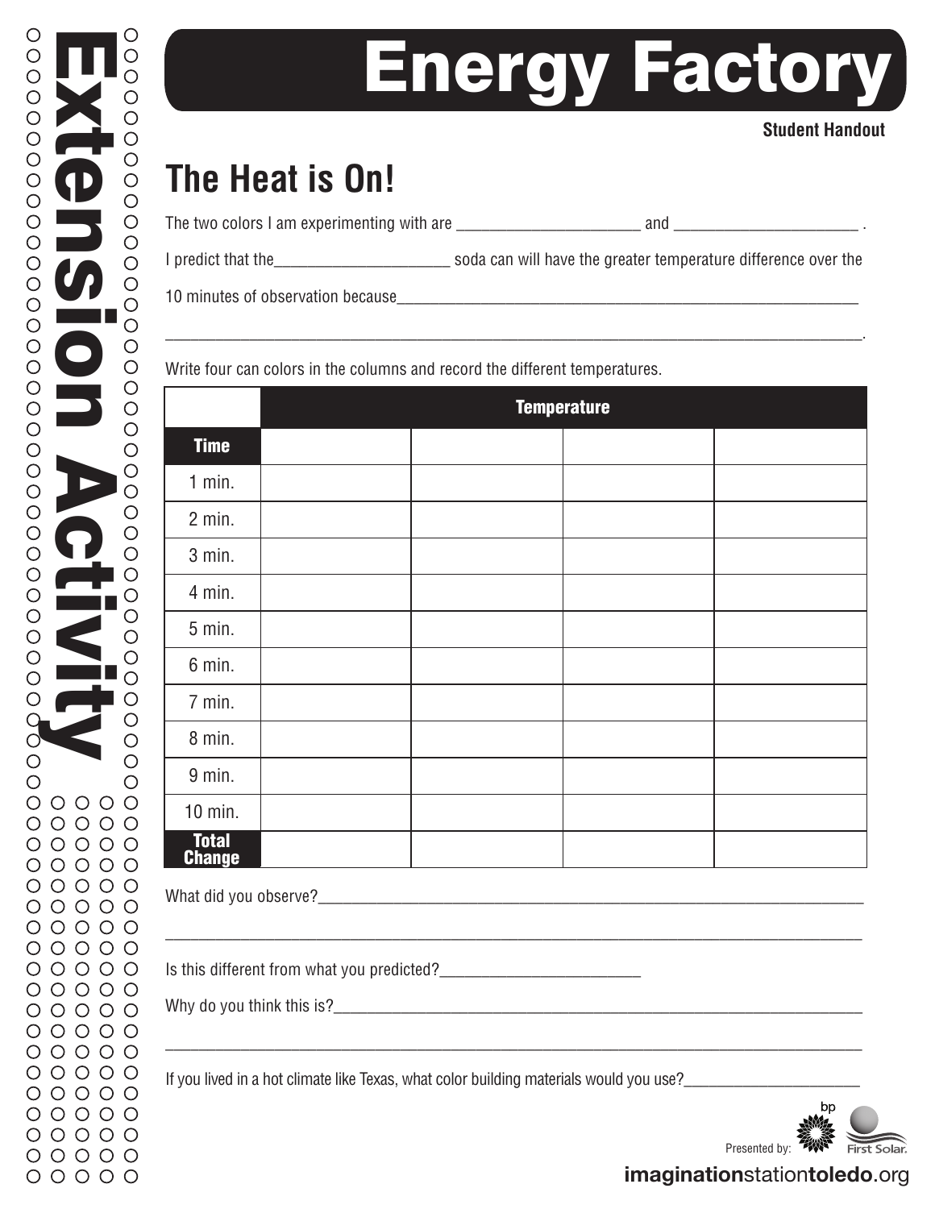# Energy Factory

**Student Handout**

Extension Activity

## The Heat is On!

The two colors I am experimenting with are ______________________ and ______________________ .

I predict that the_____________________ soda can will have the greater temperature difference over the 10 minutes of observation because__________________________________________________________

________________________________________________________________________________.

Write four can colors in the columns and record the different temperatures.

| | Temperature | | | |
|---|---|---|---|---|
| **Time** | | | | |
| 1 min. | | | | |
| 2 min. | | | | |
| 3 min. | | | | |
| 4 min. | | | | |
| 5 min. | | | | |
| 6 min. | | | | |
| 7 min. | | | | |
| 8 min. | | | | |
| 9 min. | | | | |
| 10 min. | | | | |
| **Total Change** | | | | |

What did you observe?_________________________________________________________________

________________________________________________________________________________

Is this different from what you predicted?________________________

Why do you think this is?_______________________________________________________________

________________________________________________________________________________

If you lived in a hot climate like Texas, what color building materials would you use?_____________________

Presented by: bp First Solar.

**imagination**station**toledo**.org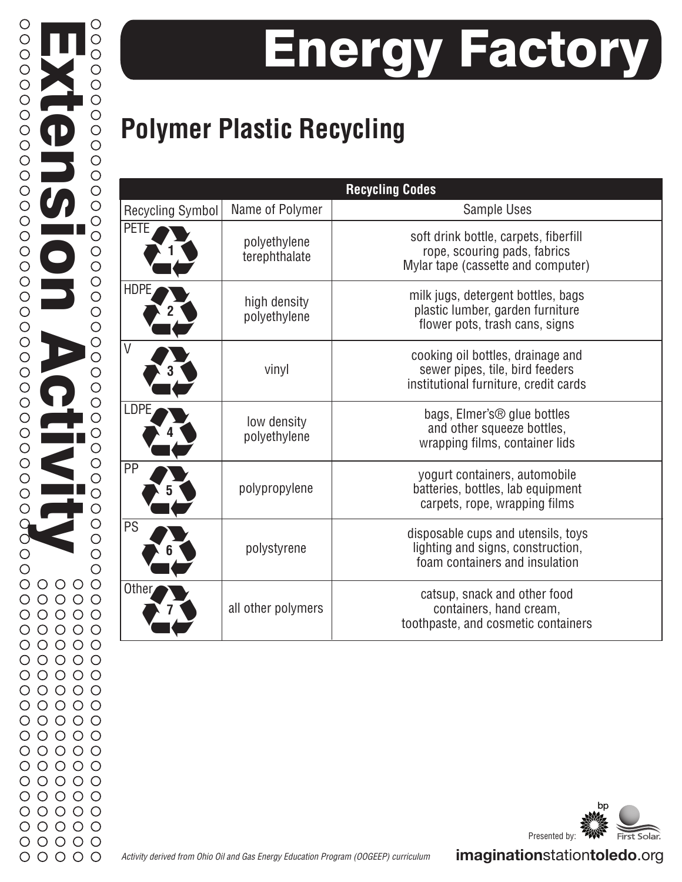# Energy Factory

Extension Activity

## Polymer Plastic Recycling

| Recycling Codes | | |
|---|---|---|
| Recycling Symbol | Name of Polymer | Sample Uses |
| PETE 1 | polyethylene terephthalate | soft drink bottle, carpets, fiberfill rope, scouring pads, fabrics Mylar tape (cassette and computer) |
| HDPE 2 | high density polyethylene | milk jugs, detergent bottles, bags plastic lumber, garden furniture flower pots, trash cans, signs |
| V 3 | vinyl | cooking oil bottles, drainage and sewer pipes, tile, bird feeders institutional furniture, credit cards |
| LDPE 4 | low density polyethylene | bags, Elmer's® glue bottles and other squeeze bottles, wrapping films, container lids |
| PP 5 | polypropylene | yogurt containers, automobile batteries, bottles, lab equipment carpets, rope, wrapping films |
| PS 6 | polystyrene | disposable cups and utensils, toys lighting and signs, construction, foam containers and insulation |
| Other 7 | all other polymers | catsup, snack and other food containers, hand cream, toothpaste, and cosmetic containers |

Presented by: bp First Solar.

*Activity derived from Ohio Oil and Gas Energy Education Program (OOGEEP) curriculum*

**imagination**station**toledo**.org